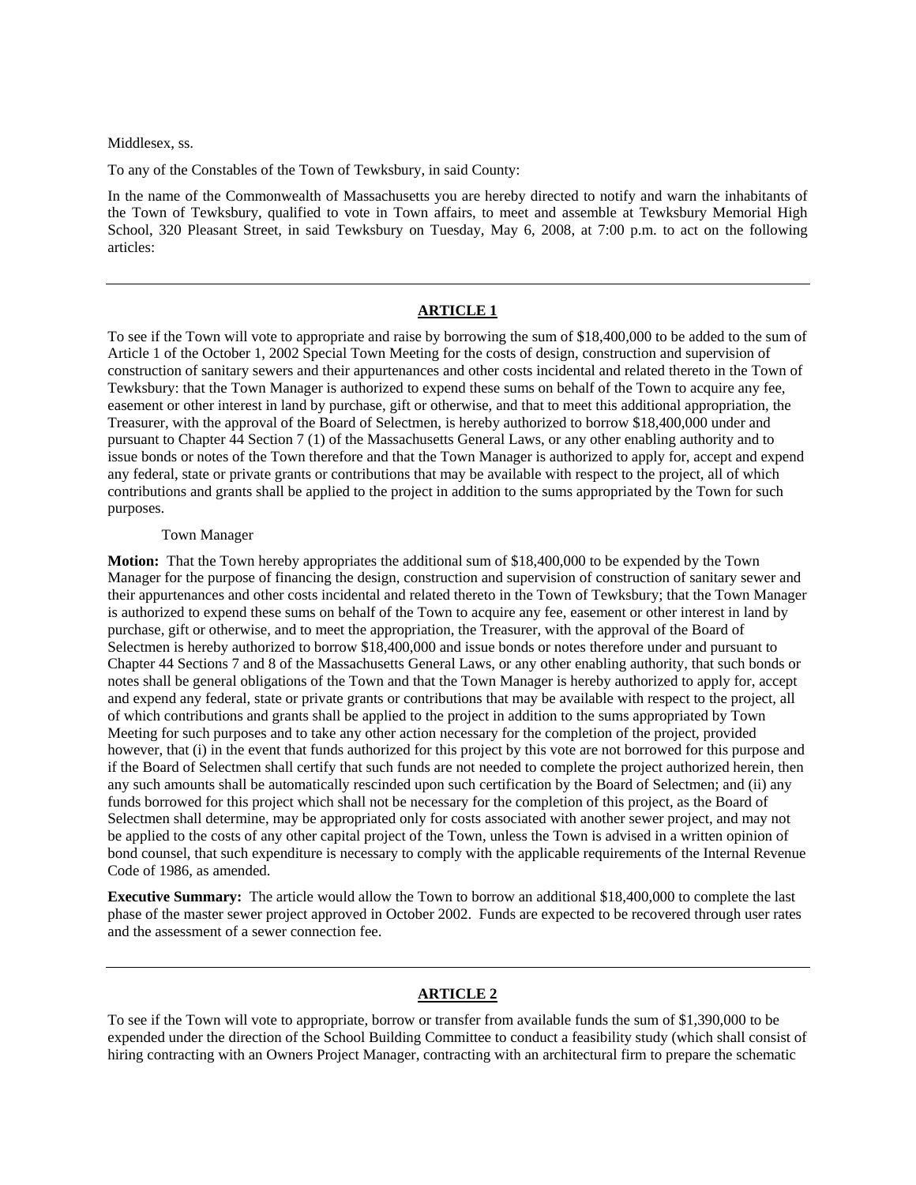Middlesex, ss.

To any of the Constables of the Town of Tewksbury, in said County:

In the name of the Commonwealth of Massachusetts you are hereby directed to notify and warn the inhabitants of the Town of Tewksbury, qualified to vote in Town affairs, to meet and assemble at Tewksbury Memorial High School, 320 Pleasant Street, in said Tewksbury on Tuesday, May 6, 2008, at 7:00 p.m. to act on the following articles:

---

## ARTICLE 1

To see if the Town will vote to appropriate and raise by borrowing the sum of $18,400,000 to be added to the sum of Article 1 of the October 1, 2002 Special Town Meeting for the costs of design, construction and supervision of construction of sanitary sewers and their appurtenances and other costs incidental and related thereto in the Town of Tewksbury: that the Town Manager is authorized to expend these sums on behalf of the Town to acquire any fee, easement or other interest in land by purchase, gift or otherwise, and that to meet this additional appropriation, the Treasurer, with the approval of the Board of Selectmen, is hereby authorized to borrow $18,400,000 under and pursuant to Chapter 44 Section 7 (1) of the Massachusetts General Laws, or any other enabling authority and to issue bonds or notes of the Town therefore and that the Town Manager is authorized to apply for, accept and expend any federal, state or private grants or contributions that may be available with respect to the project, all of which contributions and grants shall be applied to the project in addition to the sums appropriated by the Town for such purposes.

Town Manager

**Motion:** That the Town hereby appropriates the additional sum of $18,400,000 to be expended by the Town Manager for the purpose of financing the design, construction and supervision of construction of sanitary sewer and their appurtenances and other costs incidental and related thereto in the Town of Tewksbury; that the Town Manager is authorized to expend these sums on behalf of the Town to acquire any fee, easement or other interest in land by purchase, gift or otherwise, and to meet the appropriation, the Treasurer, with the approval of the Board of Selectmen is hereby authorized to borrow $18,400,000 and issue bonds or notes therefore under and pursuant to Chapter 44 Sections 7 and 8 of the Massachusetts General Laws, or any other enabling authority, that such bonds or notes shall be general obligations of the Town and that the Town Manager is hereby authorized to apply for, accept and expend any federal, state or private grants or contributions that may be available with respect to the project, all of which contributions and grants shall be applied to the project in addition to the sums appropriated by Town Meeting for such purposes and to take any other action necessary for the completion of the project, provided however, that (i) in the event that funds authorized for this project by this vote are not borrowed for this purpose and if the Board of Selectmen shall certify that such funds are not needed to complete the project authorized herein, then any such amounts shall be automatically rescinded upon such certification by the Board of Selectmen; and (ii) any funds borrowed for this project which shall not be necessary for the completion of this project, as the Board of Selectmen shall determine, may be appropriated only for costs associated with another sewer project, and may not be applied to the costs of any other capital project of the Town, unless the Town is advised in a written opinion of bond counsel, that such expenditure is necessary to comply with the applicable requirements of the Internal Revenue Code of 1986, as amended.

**Executive Summary:** The article would allow the Town to borrow an additional $18,400,000 to complete the last phase of the master sewer project approved in October 2002. Funds are expected to be recovered through user rates and the assessment of a sewer connection fee.

---

## ARTICLE 2

To see if the Town will vote to appropriate, borrow or transfer from available funds the sum of $1,390,000 to be expended under the direction of the School Building Committee to conduct a feasibility study (which shall consist of hiring contracting with an Owners Project Manager, contracting with an architectural firm to prepare the schematic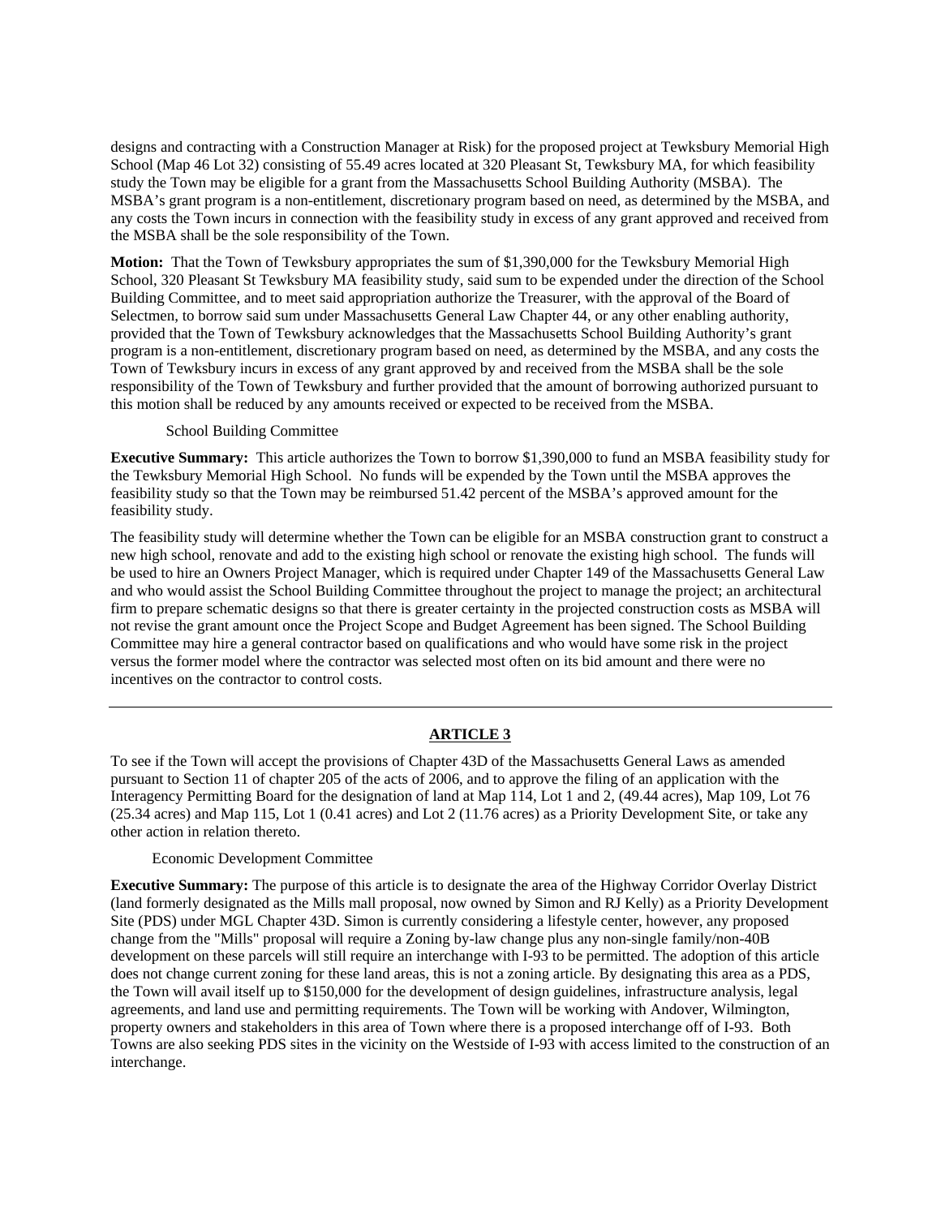designs and contracting with a Construction Manager at Risk) for the proposed project at Tewksbury Memorial High School (Map 46 Lot 32) consisting of 55.49 acres located at 320 Pleasant St, Tewksbury MA, for which feasibility study the Town may be eligible for a grant from the Massachusetts School Building Authority (MSBA). The MSBA's grant program is a non-entitlement, discretionary program based on need, as determined by the MSBA, and any costs the Town incurs in connection with the feasibility study in excess of any grant approved and received from the MSBA shall be the sole responsibility of the Town.

**Motion:** That the Town of Tewksbury appropriates the sum of $1,390,000 for the Tewksbury Memorial High School, 320 Pleasant St Tewksbury MA feasibility study, said sum to be expended under the direction of the School Building Committee, and to meet said appropriation authorize the Treasurer, with the approval of the Board of Selectmen, to borrow said sum under Massachusetts General Law Chapter 44, or any other enabling authority, provided that the Town of Tewksbury acknowledges that the Massachusetts School Building Authority's grant program is a non-entitlement, discretionary program based on need, as determined by the MSBA, and any costs the Town of Tewksbury incurs in excess of any grant approved by and received from the MSBA shall be the sole responsibility of the Town of Tewksbury and further provided that the amount of borrowing authorized pursuant to this motion shall be reduced by any amounts received or expected to be received from the MSBA.

School Building Committee

**Executive Summary:** This article authorizes the Town to borrow $1,390,000 to fund an MSBA feasibility study for the Tewksbury Memorial High School. No funds will be expended by the Town until the MSBA approves the feasibility study so that the Town may be reimbursed 51.42 percent of the MSBA's approved amount for the feasibility study.

The feasibility study will determine whether the Town can be eligible for an MSBA construction grant to construct a new high school, renovate and add to the existing high school or renovate the existing high school. The funds will be used to hire an Owners Project Manager, which is required under Chapter 149 of the Massachusetts General Law and who would assist the School Building Committee throughout the project to manage the project; an architectural firm to prepare schematic designs so that there is greater certainty in the projected construction costs as MSBA will not revise the grant amount once the Project Scope and Budget Agreement has been signed. The School Building Committee may hire a general contractor based on qualifications and who would have some risk in the project versus the former model where the contractor was selected most often on its bid amount and there were no incentives on the contractor to control costs.

---

## ARTICLE 3

To see if the Town will accept the provisions of Chapter 43D of the Massachusetts General Laws as amended pursuant to Section 11 of chapter 205 of the acts of 2006, and to approve the filing of an application with the Interagency Permitting Board for the designation of land at Map 114, Lot 1 and 2, (49.44 acres), Map 109, Lot 76 (25.34 acres) and Map 115, Lot 1 (0.41 acres) and Lot 2 (11.76 acres) as a Priority Development Site, or take any other action in relation thereto.

Economic Development Committee

**Executive Summary:** The purpose of this article is to designate the area of the Highway Corridor Overlay District (land formerly designated as the Mills mall proposal, now owned by Simon and RJ Kelly) as a Priority Development Site (PDS) under MGL Chapter 43D. Simon is currently considering a lifestyle center, however, any proposed change from the "Mills" proposal will require a Zoning by-law change plus any non-single family/non-40B development on these parcels will still require an interchange with I-93 to be permitted. The adoption of this article does not change current zoning for these land areas, this is not a zoning article. By designating this area as a PDS, the Town will avail itself up to $150,000 for the development of design guidelines, infrastructure analysis, legal agreements, and land use and permitting requirements. The Town will be working with Andover, Wilmington, property owners and stakeholders in this area of Town where there is a proposed interchange off of I-93. Both Towns are also seeking PDS sites in the vicinity on the Westside of I-93 with access limited to the construction of an interchange.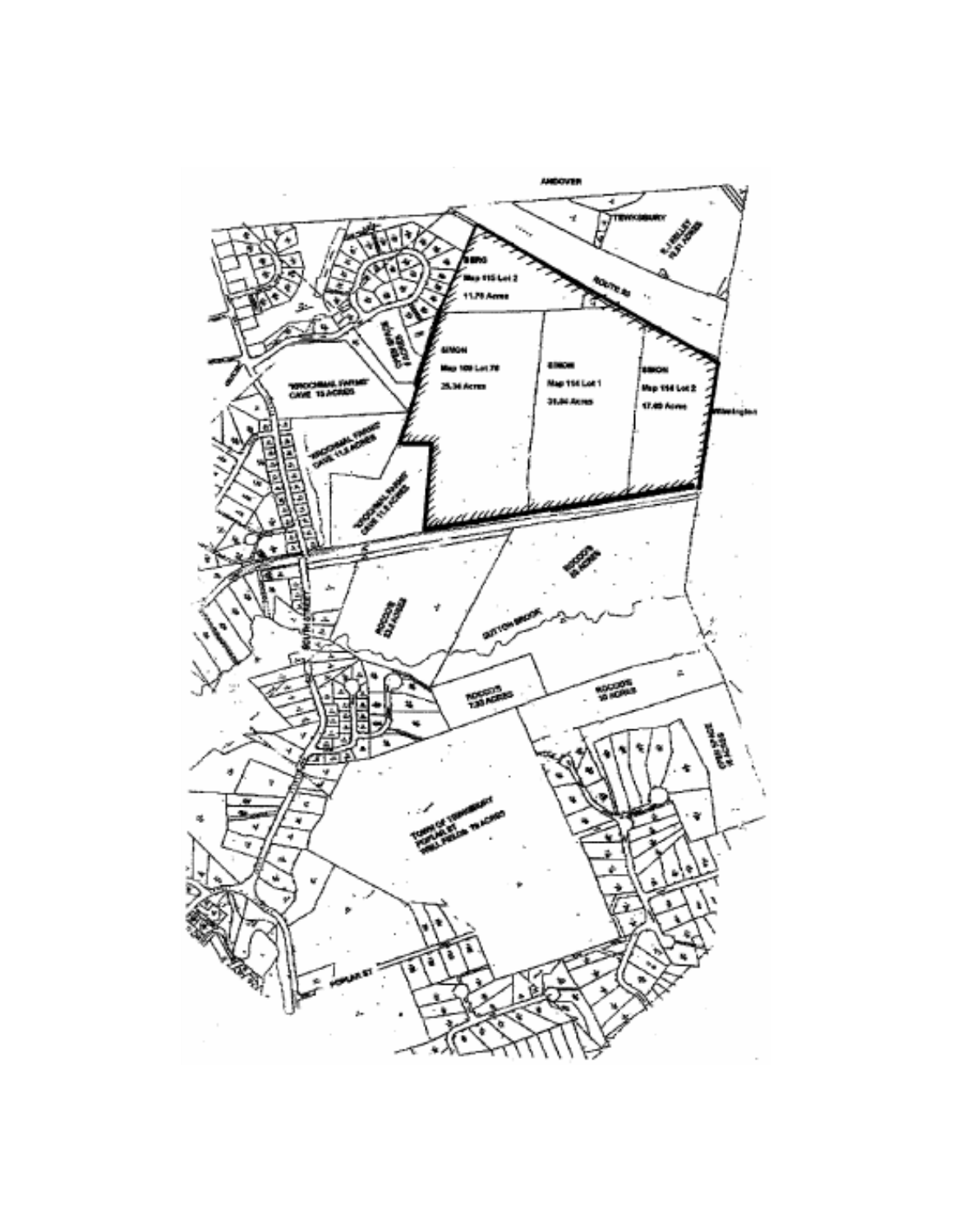ANDOVER

TEWKSBURY

ROUTE 93

SIMON
Map 115 Lot 2
11.79 Acres

SIMON
Map 109 Lot 78
25.34 Acres

SIMON
Map 114 Lot 1
31.84 Acres

SIMON
Map 114 Lot 2
17.40 Acres

Wilmington

"KROCHMAL FARMS" CAVE 15 ACRES

SOUTH STREET

SUTTON BROOK

ROCCO'S

TOWN OF TEWKSBURY POPLAR ST. BALL FIELDS 79 ACRES

POPLAR ST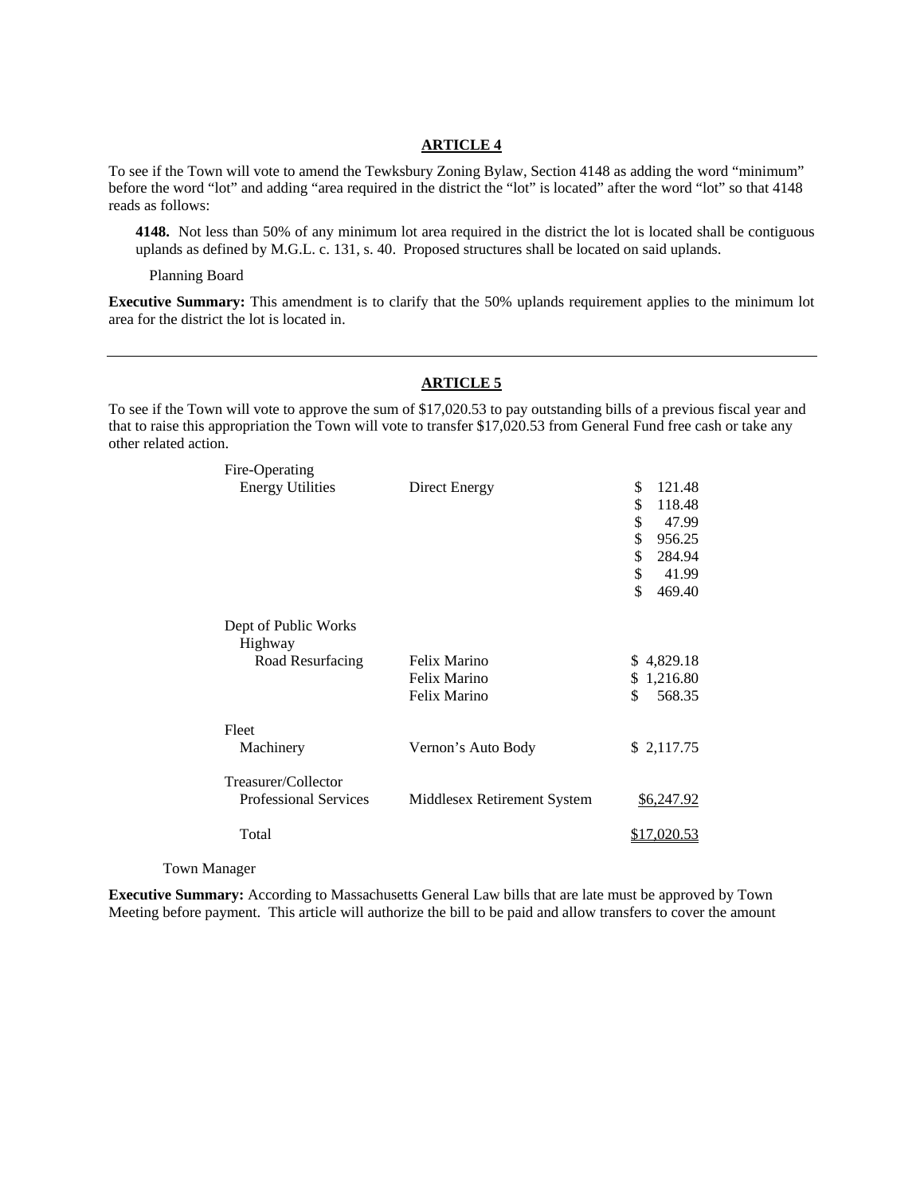## ARTICLE 4

To see if the Town will vote to amend the Tewksbury Zoning Bylaw, Section 4148 as adding the word "minimum" before the word "lot" and adding "area required in the district the "lot" is located" after the word "lot" so that 4148 reads as follows:

> **4148.** Not less than 50% of any minimum lot area required in the district the lot is located shall be contiguous uplands as defined by M.G.L. c. 131, s. 40. Proposed structures shall be located on said uplands.

Planning Board

**Executive Summary:** This amendment is to clarify that the 50% uplands requirement applies to the minimum lot area for the district the lot is located in.

---

## ARTICLE 5

To see if the Town will vote to approve the sum of $17,020.53 to pay outstanding bills of a previous fiscal year and that to raise this appropriation the Town will vote to transfer $17,020.53 from General Fund free cash or take any other related action.

| | | |
|---|---|---|
| Fire-Operating | | |
| Energy Utilities | Direct Energy | $ 121.48 |
| | | $ 118.48 |
| | | $ 47.99 |
| | | $ 956.25 |
| | | $ 284.94 |
| | | $ 41.99 |
| | | $ 469.40 |
| Dept of Public Works | | |
| Highway | | |
| Road Resurfacing | Felix Marino | $ 4,829.18 |
| | Felix Marino | $ 1,216.80 |
| | Felix Marino | $ 568.35 |
| Fleet | | |
| Machinery | Vernon's Auto Body | $ 2,117.75 |
| Treasurer/Collector | | |
| Professional Services | Middlesex Retirement System | $6,247.92 |
| Total | | $17,020.53 |

Town Manager

**Executive Summary:** According to Massachusetts General Law bills that are late must be approved by Town Meeting before payment. This article will authorize the bill to be paid and allow transfers to cover the amount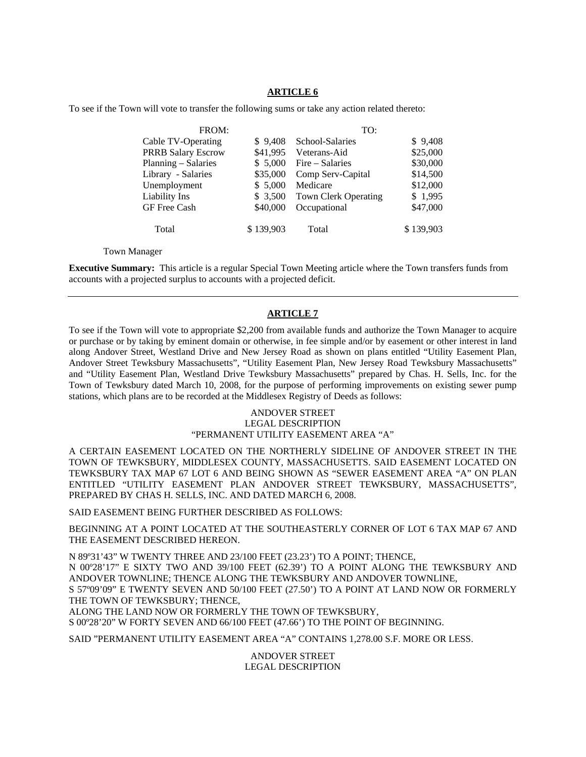## ARTICLE 6

To see if the Town will vote to transfer the following sums or take any action related thereto:

| FROM: | | TO: | |
|---|---|---|---|
| Cable TV-Operating | $ 9,408 | School-Salaries | $ 9,408 |
| PRRB Salary Escrow | $41,995 | Veterans-Aid | $25,000 |
| Planning – Salaries | $ 5,000 | Fire – Salaries | $30,000 |
| Library - Salaries | $35,000 | Comp Serv-Capital | $14,500 |
| Unemployment | $ 5,000 | Medicare | $12,000 |
| Liability Ins | $ 3,500 | Town Clerk Operating | $ 1,995 |
| GF Free Cash | $40,000 | Occupational | $47,000 |
| Total | $ 139,903 | Total | $ 139,903 |

Town Manager

**Executive Summary:** This article is a regular Special Town Meeting article where the Town transfers funds from accounts with a projected surplus to accounts with a projected deficit.

---

## ARTICLE 7

To see if the Town will vote to appropriate $2,200 from available funds and authorize the Town Manager to acquire or purchase or by taking by eminent domain or otherwise, in fee simple and/or by easement or other interest in land along Andover Street, Westland Drive and New Jersey Road as shown on plans entitled "Utility Easement Plan, Andover Street Tewksbury Massachusetts", "Utility Easement Plan, New Jersey Road Tewksbury Massachusetts" and "Utility Easement Plan, Westland Drive Tewksbury Massachusetts" prepared by Chas. H. Sells, Inc. for the Town of Tewksbury dated March 10, 2008, for the purpose of performing improvements on existing sewer pump stations, which plans are to be recorded at the Middlesex Registry of Deeds as follows:

ANDOVER STREET
LEGAL DESCRIPTION
"PERMANENT UTILITY EASEMENT AREA "A"

A CERTAIN EASEMENT LOCATED ON THE NORTHERLY SIDELINE OF ANDOVER STREET IN THE TOWN OF TEWKSBURY, MIDDLESEX COUNTY, MASSACHUSETTS. SAID EASEMENT LOCATED ON TEWKSBURY TAX MAP 67 LOT 6 AND BEING SHOWN AS "SEWER EASEMENT AREA "A" ON PLAN ENTITLED "UTILITY EASEMENT PLAN ANDOVER STREET TEWKSBURY, MASSACHUSETTS", PREPARED BY CHAS H. SELLS, INC. AND DATED MARCH 6, 2008.

SAID EASEMENT BEING FURTHER DESCRIBED AS FOLLOWS:

BEGINNING AT A POINT LOCATED AT THE SOUTHEASTERLY CORNER OF LOT 6 TAX MAP 67 AND THE EASEMENT DESCRIBED HEREON.

N 89º31'43" W TWENTY THREE AND 23/100 FEET (23.23') TO A POINT; THENCE,
N 00º28'17" E SIXTY TWO AND 39/100 FEET (62.39') TO A POINT ALONG THE TEWKSBURY AND ANDOVER TOWNLINE; THENCE ALONG THE TEWKSBURY AND ANDOVER TOWNLINE,
S 57º09'09" E TWENTY SEVEN AND 50/100 FEET (27.50') TO A POINT AT LAND NOW OR FORMERLY THE TOWN OF TEWKSBURY; THENCE,
ALONG THE LAND NOW OR FORMERLY THE TOWN OF TEWKSBURY,
S 00º28'20" W FORTY SEVEN AND 66/100 FEET (47.66') TO THE POINT OF BEGINNING.

SAID "PERMANENT UTILITY EASEMENT AREA "A" CONTAINS 1,278.00 S.F. MORE OR LESS.

ANDOVER STREET
LEGAL DESCRIPTION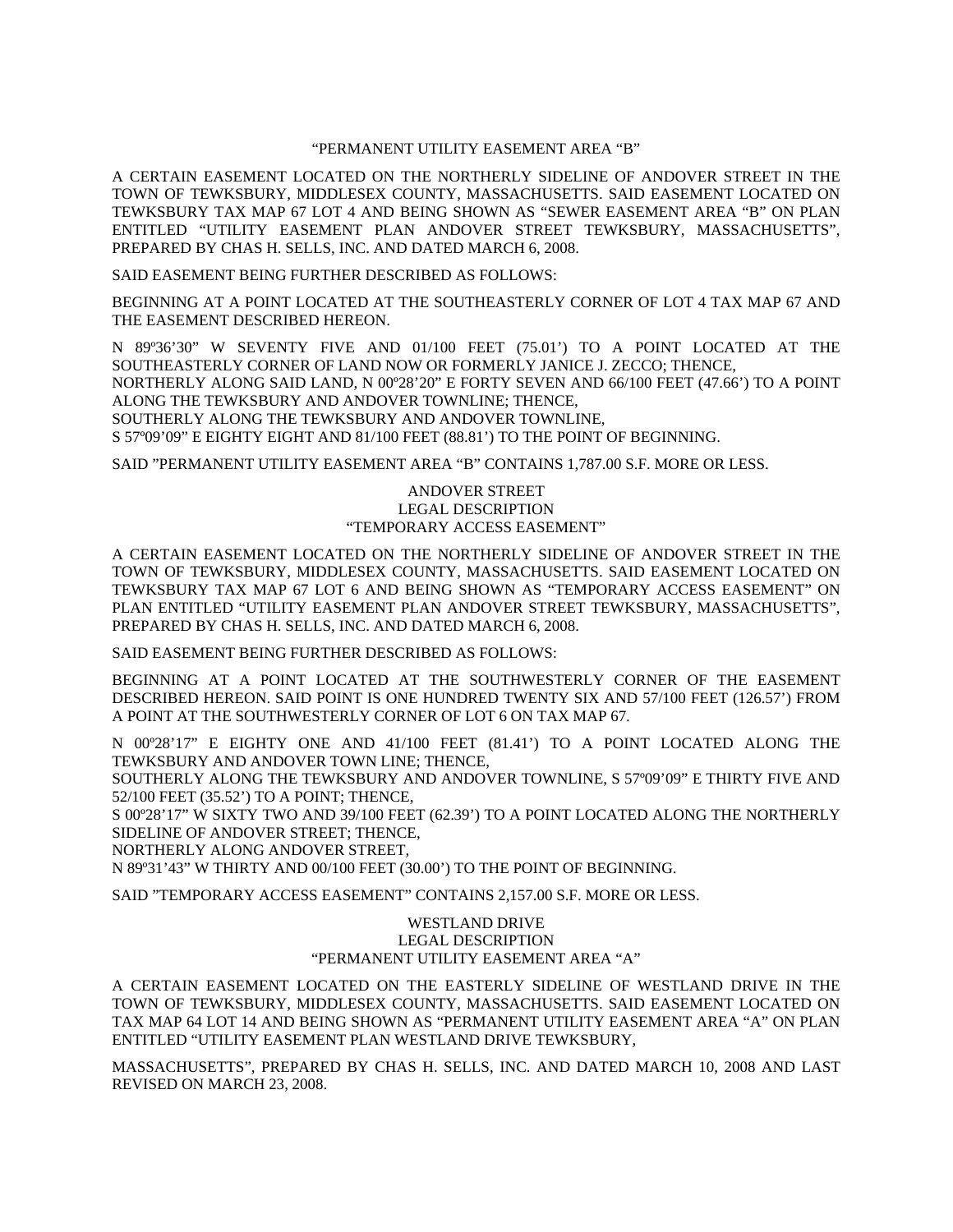"PERMANENT UTILITY EASEMENT AREA "B"

A CERTAIN EASEMENT LOCATED ON THE NORTHERLY SIDELINE OF ANDOVER STREET IN THE TOWN OF TEWKSBURY, MIDDLESEX COUNTY, MASSACHUSETTS. SAID EASEMENT LOCATED ON TEWKSBURY TAX MAP 67 LOT 4 AND BEING SHOWN AS "SEWER EASEMENT AREA "B" ON PLAN ENTITLED "UTILITY EASEMENT PLAN ANDOVER STREET TEWKSBURY, MASSACHUSETTS", PREPARED BY CHAS H. SELLS, INC. AND DATED MARCH 6, 2008.

SAID EASEMENT BEING FURTHER DESCRIBED AS FOLLOWS:

BEGINNING AT A POINT LOCATED AT THE SOUTHEASTERLY CORNER OF LOT 4 TAX MAP 67 AND THE EASEMENT DESCRIBED HEREON.

N 89º36'30" W SEVENTY FIVE AND 01/100 FEET (75.01') TO A POINT LOCATED AT THE SOUTHEASTERLY CORNER OF LAND NOW OR FORMERLY JANICE J. ZECCO; THENCE,
NORTHERLY ALONG SAID LAND, N 00º28'20" E FORTY SEVEN AND 66/100 FEET (47.66') TO A POINT ALONG THE TEWKSBURY AND ANDOVER TOWNLINE; THENCE,
SOUTHERLY ALONG THE TEWKSBURY AND ANDOVER TOWNLINE,
S 57º09'09" E EIGHTY EIGHT AND 81/100 FEET (88.81') TO THE POINT OF BEGINNING.

SAID "PERMANENT UTILITY EASEMENT AREA "B" CONTAINS 1,787.00 S.F. MORE OR LESS.

ANDOVER STREET
LEGAL DESCRIPTION
"TEMPORARY ACCESS EASEMENT"

A CERTAIN EASEMENT LOCATED ON THE NORTHERLY SIDELINE OF ANDOVER STREET IN THE TOWN OF TEWKSBURY, MIDDLESEX COUNTY, MASSACHUSETTS. SAID EASEMENT LOCATED ON TEWKSBURY TAX MAP 67 LOT 6 AND BEING SHOWN AS "TEMPORARY ACCESS EASEMENT" ON PLAN ENTITLED "UTILITY EASEMENT PLAN ANDOVER STREET TEWKSBURY, MASSACHUSETTS", PREPARED BY CHAS H. SELLS, INC. AND DATED MARCH 6, 2008.

SAID EASEMENT BEING FURTHER DESCRIBED AS FOLLOWS:

BEGINNING AT A POINT LOCATED AT THE SOUTHWESTERLY CORNER OF THE EASEMENT DESCRIBED HEREON. SAID POINT IS ONE HUNDRED TWENTY SIX AND 57/100 FEET (126.57') FROM A POINT AT THE SOUTHWESTERLY CORNER OF LOT 6 ON TAX MAP 67.

N 00º28'17" E EIGHTY ONE AND 41/100 FEET (81.41') TO A POINT LOCATED ALONG THE TEWKSBURY AND ANDOVER TOWN LINE; THENCE,
SOUTHERLY ALONG THE TEWKSBURY AND ANDOVER TOWNLINE, S 57º09'09" E THIRTY FIVE AND 52/100 FEET (35.52') TO A POINT; THENCE,
S 00º28'17" W SIXTY TWO AND 39/100 FEET (62.39') TO A POINT LOCATED ALONG THE NORTHERLY SIDELINE OF ANDOVER STREET; THENCE,
NORTHERLY ALONG ANDOVER STREET,
N 89º31'43" W THIRTY AND 00/100 FEET (30.00') TO THE POINT OF BEGINNING.

SAID "TEMPORARY ACCESS EASEMENT" CONTAINS 2,157.00 S.F. MORE OR LESS.

WESTLAND DRIVE
LEGAL DESCRIPTION
"PERMANENT UTILITY EASEMENT AREA "A"

A CERTAIN EASEMENT LOCATED ON THE EASTERLY SIDELINE OF WESTLAND DRIVE IN THE TOWN OF TEWKSBURY, MIDDLESEX COUNTY, MASSACHUSETTS. SAID EASEMENT LOCATED ON TAX MAP 64 LOT 14 AND BEING SHOWN AS "PERMANENT UTILITY EASEMENT AREA "A" ON PLAN ENTITLED "UTILITY EASEMENT PLAN WESTLAND DRIVE TEWKSBURY,

MASSACHUSETTS", PREPARED BY CHAS H. SELLS, INC. AND DATED MARCH 10, 2008 AND LAST REVISED ON MARCH 23, 2008.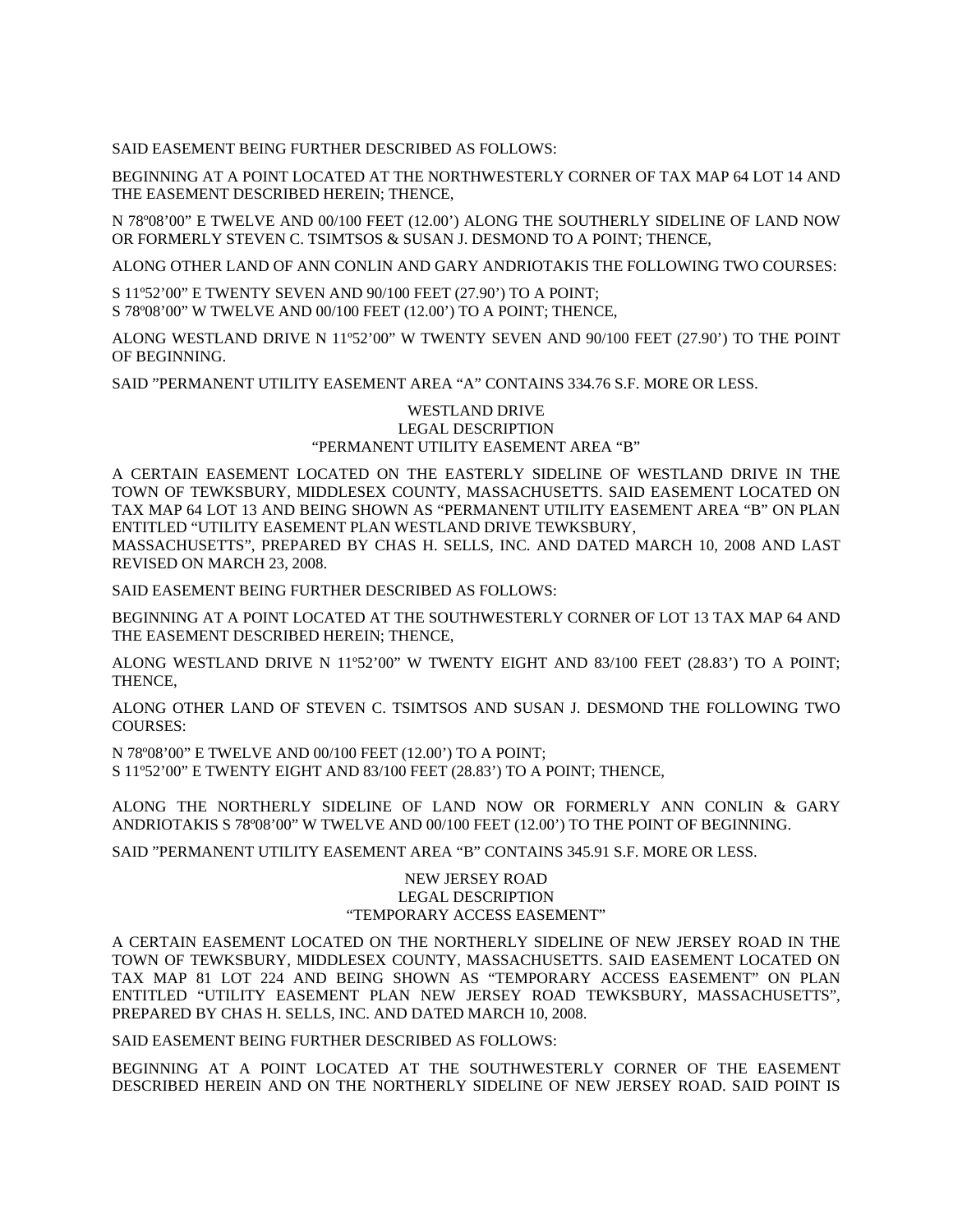SAID EASEMENT BEING FURTHER DESCRIBED AS FOLLOWS:

BEGINNING AT A POINT LOCATED AT THE NORTHWESTERLY CORNER OF TAX MAP 64 LOT 14 AND THE EASEMENT DESCRIBED HEREIN; THENCE,

N 78º08'00" E TWELVE AND 00/100 FEET (12.00') ALONG THE SOUTHERLY SIDELINE OF LAND NOW OR FORMERLY STEVEN C. TSIMTSOS & SUSAN J. DESMOND TO A POINT; THENCE,

ALONG OTHER LAND OF ANN CONLIN AND GARY ANDRIOTAKIS THE FOLLOWING TWO COURSES:

S 11º52'00" E TWENTY SEVEN AND 90/100 FEET (27.90') TO A POINT;
S 78º08'00" W TWELVE AND 00/100 FEET (12.00') TO A POINT; THENCE,

ALONG WESTLAND DRIVE N 11º52'00" W TWENTY SEVEN AND 90/100 FEET (27.90') TO THE POINT OF BEGINNING.

SAID "PERMANENT UTILITY EASEMENT AREA "A" CONTAINS 334.76 S.F. MORE OR LESS.

WESTLAND DRIVE
LEGAL DESCRIPTION
"PERMANENT UTILITY EASEMENT AREA "B"

A CERTAIN EASEMENT LOCATED ON THE EASTERLY SIDELINE OF WESTLAND DRIVE IN THE TOWN OF TEWKSBURY, MIDDLESEX COUNTY, MASSACHUSETTS. SAID EASEMENT LOCATED ON TAX MAP 64 LOT 13 AND BEING SHOWN AS "PERMANENT UTILITY EASEMENT AREA "B" ON PLAN ENTITLED "UTILITY EASEMENT PLAN WESTLAND DRIVE TEWKSBURY, MASSACHUSETTS", PREPARED BY CHAS H. SELLS, INC. AND DATED MARCH 10, 2008 AND LAST REVISED ON MARCH 23, 2008.

SAID EASEMENT BEING FURTHER DESCRIBED AS FOLLOWS:

BEGINNING AT A POINT LOCATED AT THE SOUTHWESTERLY CORNER OF LOT 13 TAX MAP 64 AND THE EASEMENT DESCRIBED HEREIN; THENCE,

ALONG WESTLAND DRIVE N 11º52'00" W TWENTY EIGHT AND 83/100 FEET (28.83') TO A POINT; THENCE,

ALONG OTHER LAND OF STEVEN C. TSIMTSOS AND SUSAN J. DESMOND THE FOLLOWING TWO COURSES:

N 78º08'00" E TWELVE AND 00/100 FEET (12.00') TO A POINT;
S 11º52'00" E TWENTY EIGHT AND 83/100 FEET (28.83') TO A POINT; THENCE,

ALONG THE NORTHERLY SIDELINE OF LAND NOW OR FORMERLY ANN CONLIN & GARY ANDRIOTAKIS S 78º08'00" W TWELVE AND 00/100 FEET (12.00') TO THE POINT OF BEGINNING.

SAID "PERMANENT UTILITY EASEMENT AREA "B" CONTAINS 345.91 S.F. MORE OR LESS.

NEW JERSEY ROAD
LEGAL DESCRIPTION
"TEMPORARY ACCESS EASEMENT"

A CERTAIN EASEMENT LOCATED ON THE NORTHERLY SIDELINE OF NEW JERSEY ROAD IN THE TOWN OF TEWKSBURY, MIDDLESEX COUNTY, MASSACHUSETTS. SAID EASEMENT LOCATED ON TAX MAP 81 LOT 224 AND BEING SHOWN AS "TEMPORARY ACCESS EASEMENT" ON PLAN ENTITLED "UTILITY EASEMENT PLAN NEW JERSEY ROAD TEWKSBURY, MASSACHUSETTS", PREPARED BY CHAS H. SELLS, INC. AND DATED MARCH 10, 2008.

SAID EASEMENT BEING FURTHER DESCRIBED AS FOLLOWS:

BEGINNING AT A POINT LOCATED AT THE SOUTHWESTERLY CORNER OF THE EASEMENT DESCRIBED HEREIN AND ON THE NORTHERLY SIDELINE OF NEW JERSEY ROAD. SAID POINT IS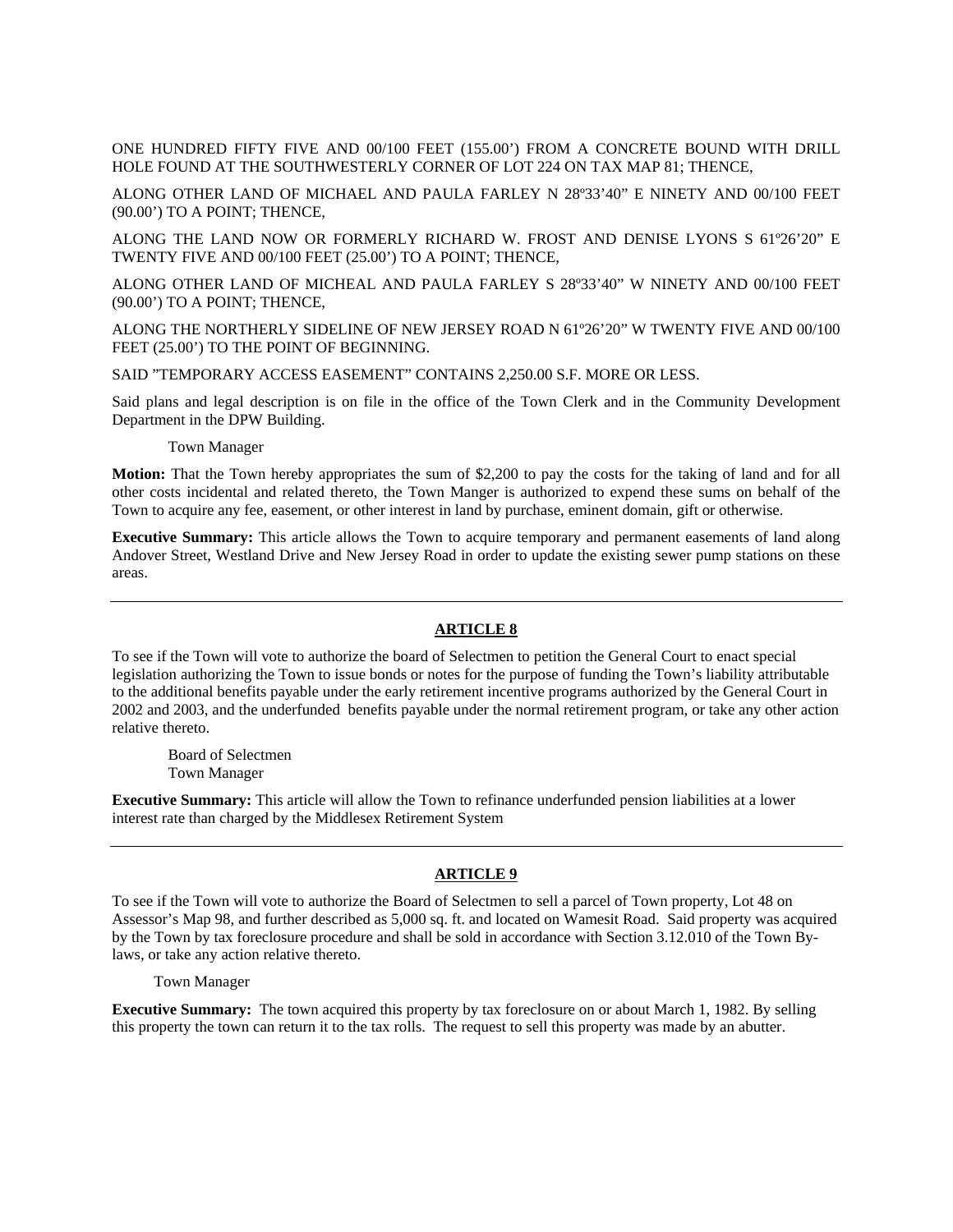ONE HUNDRED FIFTY FIVE AND 00/100 FEET (155.00') FROM A CONCRETE BOUND WITH DRILL HOLE FOUND AT THE SOUTHWESTERLY CORNER OF LOT 224 ON TAX MAP 81; THENCE,

ALONG OTHER LAND OF MICHAEL AND PAULA FARLEY N 28º33'40" E NINETY AND 00/100 FEET (90.00') TO A POINT; THENCE,

ALONG THE LAND NOW OR FORMERLY RICHARD W. FROST AND DENISE LYONS S 61º26'20" E TWENTY FIVE AND 00/100 FEET (25.00') TO A POINT; THENCE,

ALONG OTHER LAND OF MICHEAL AND PAULA FARLEY S 28º33'40" W NINETY AND 00/100 FEET (90.00') TO A POINT; THENCE,

ALONG THE NORTHERLY SIDELINE OF NEW JERSEY ROAD N 61º26'20" W TWENTY FIVE AND 00/100 FEET (25.00') TO THE POINT OF BEGINNING.

SAID "TEMPORARY ACCESS EASEMENT" CONTAINS 2,250.00 S.F. MORE OR LESS.

Said plans and legal description is on file in the office of the Town Clerk and in the Community Development Department in the DPW Building.

Town Manager

**Motion:** That the Town hereby appropriates the sum of $2,200 to pay the costs for the taking of land and for all other costs incidental and related thereto, the Town Manger is authorized to expend these sums on behalf of the Town to acquire any fee, easement, or other interest in land by purchase, eminent domain, gift or otherwise.

**Executive Summary:** This article allows the Town to acquire temporary and permanent easements of land along Andover Street, Westland Drive and New Jersey Road in order to update the existing sewer pump stations on these areas.

---

## ARTICLE 8

To see if the Town will vote to authorize the board of Selectmen to petition the General Court to enact special legislation authorizing the Town to issue bonds or notes for the purpose of funding the Town's liability attributable to the additional benefits payable under the early retirement incentive programs authorized by the General Court in 2002 and 2003, and the underfunded benefits payable under the normal retirement program, or take any other action relative thereto.

Board of Selectmen
Town Manager

**Executive Summary:** This article will allow the Town to refinance underfunded pension liabilities at a lower interest rate than charged by the Middlesex Retirement System

---

## ARTICLE 9

To see if the Town will vote to authorize the Board of Selectmen to sell a parcel of Town property, Lot 48 on Assessor's Map 98, and further described as 5,000 sq. ft. and located on Wamesit Road. Said property was acquired by the Town by tax foreclosure procedure and shall be sold in accordance with Section 3.12.010 of the Town By-laws, or take any action relative thereto.

Town Manager

**Executive Summary:** The town acquired this property by tax foreclosure on or about March 1, 1982. By selling this property the town can return it to the tax rolls. The request to sell this property was made by an abutter.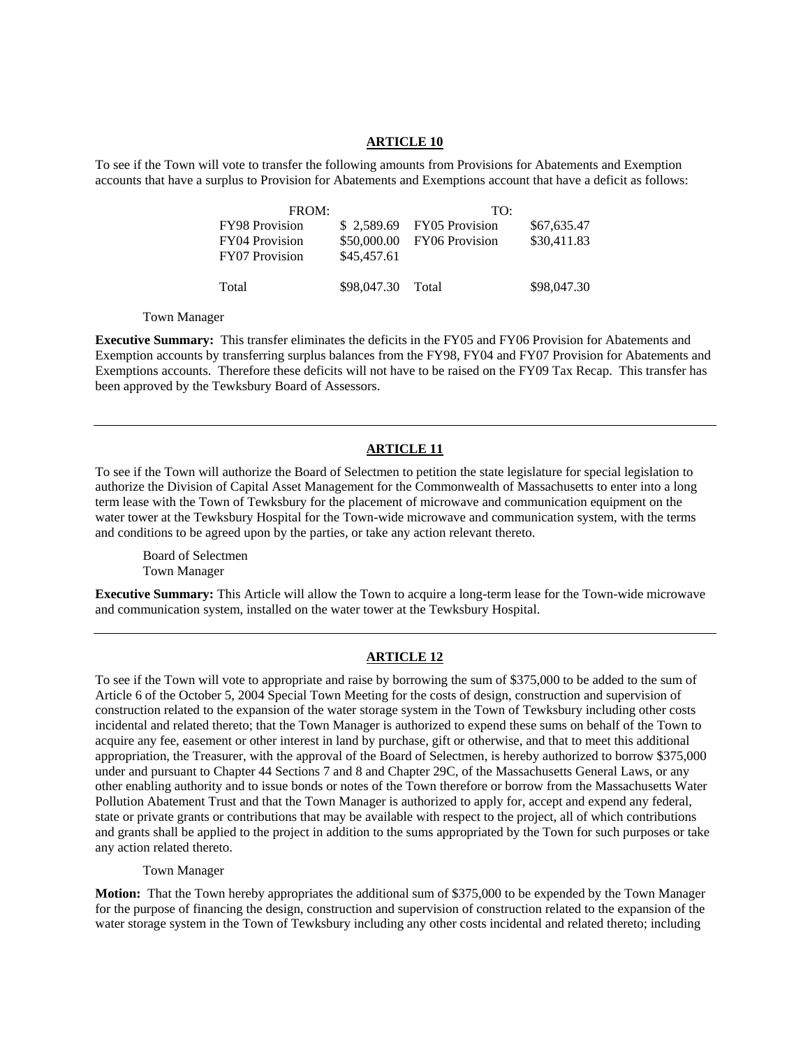**ARTICLE 10**

To see if the Town will vote to transfer the following amounts from Provisions for Abatements and Exemption accounts that have a surplus to Provision for Abatements and Exemptions account that have a deficit as follows:

| FROM: | | TO: | |
|---|---|---|---|
| FY98 Provision | $ 2,589.69 | FY05 Provision | $67,635.47 |
| FY04 Provision | $50,000.00 | FY06 Provision | $30,411.83 |
| FY07 Provision | $45,457.61 | | |
| Total | $98,047.30 | Total | $98,047.30 |

Town Manager

**Executive Summary:** This transfer eliminates the deficits in the FY05 and FY06 Provision for Abatements and Exemption accounts by transferring surplus balances from the FY98, FY04 and FY07 Provision for Abatements and Exemptions accounts. Therefore these deficits will not have to be raised on the FY09 Tax Recap. This transfer has been approved by the Tewksbury Board of Assessors.

---

**ARTICLE 11**

To see if the Town will authorize the Board of Selectmen to petition the state legislature for special legislation to authorize the Division of Capital Asset Management for the Commonwealth of Massachusetts to enter into a long term lease with the Town of Tewksbury for the placement of microwave and communication equipment on the water tower at the Tewksbury Hospital for the Town-wide microwave and communication system, with the terms and conditions to be agreed upon by the parties, or take any action relevant thereto.

Board of Selectmen
Town Manager

**Executive Summary:** This Article will allow the Town to acquire a long-term lease for the Town-wide microwave and communication system, installed on the water tower at the Tewksbury Hospital.

---

**ARTICLE 12**

To see if the Town will vote to appropriate and raise by borrowing the sum of $375,000 to be added to the sum of Article 6 of the October 5, 2004 Special Town Meeting for the costs of design, construction and supervision of construction related to the expansion of the water storage system in the Town of Tewksbury including other costs incidental and related thereto; that the Town Manager is authorized to expend these sums on behalf of the Town to acquire any fee, easement or other interest in land by purchase, gift or otherwise, and that to meet this additional appropriation, the Treasurer, with the approval of the Board of Selectmen, is hereby authorized to borrow $375,000 under and pursuant to Chapter 44 Sections 7 and 8 and Chapter 29C, of the Massachusetts General Laws, or any other enabling authority and to issue bonds or notes of the Town therefore or borrow from the Massachusetts Water Pollution Abatement Trust and that the Town Manager is authorized to apply for, accept and expend any federal, state or private grants or contributions that may be available with respect to the project, all of which contributions and grants shall be applied to the project in addition to the sums appropriated by the Town for such purposes or take any action related thereto.

Town Manager

**Motion:** That the Town hereby appropriates the additional sum of $375,000 to be expended by the Town Manager for the purpose of financing the design, construction and supervision of construction related to the expansion of the water storage system in the Town of Tewksbury including any other costs incidental and related thereto; including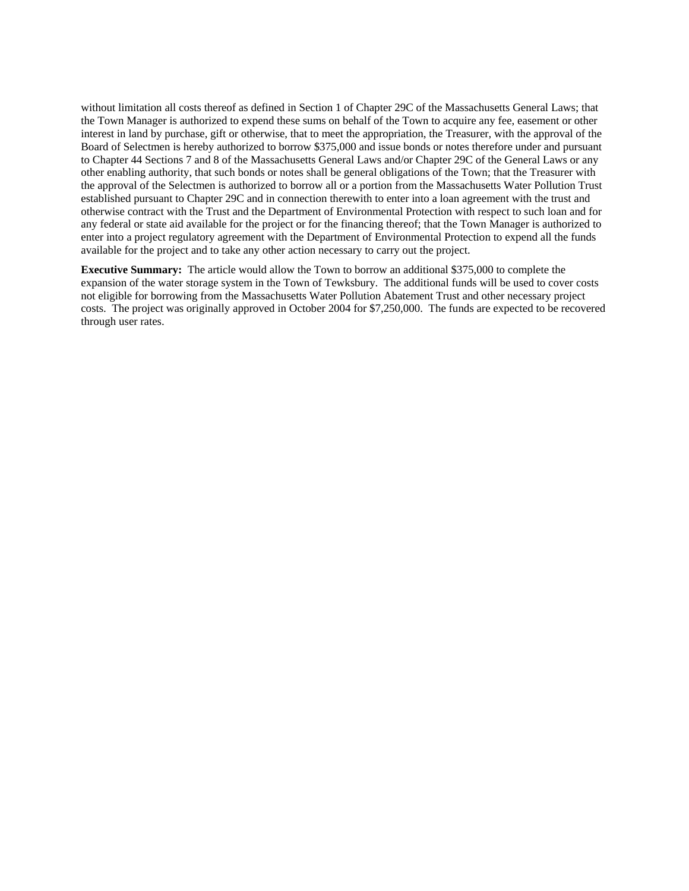without limitation all costs thereof as defined in Section 1 of Chapter 29C of the Massachusetts General Laws; that the Town Manager is authorized to expend these sums on behalf of the Town to acquire any fee, easement or other interest in land by purchase, gift or otherwise, that to meet the appropriation, the Treasurer, with the approval of the Board of Selectmen is hereby authorized to borrow $375,000 and issue bonds or notes therefore under and pursuant to Chapter 44 Sections 7 and 8 of the Massachusetts General Laws and/or Chapter 29C of the General Laws or any other enabling authority, that such bonds or notes shall be general obligations of the Town; that the Treasurer with the approval of the Selectmen is authorized to borrow all or a portion from the Massachusetts Water Pollution Trust established pursuant to Chapter 29C and in connection therewith to enter into a loan agreement with the trust and otherwise contract with the Trust and the Department of Environmental Protection with respect to such loan and for any federal or state aid available for the project or for the financing thereof; that the Town Manager is authorized to enter into a project regulatory agreement with the Department of Environmental Protection to expend all the funds available for the project and to take any other action necessary to carry out the project.

**Executive Summary:** The article would allow the Town to borrow an additional $375,000 to complete the expansion of the water storage system in the Town of Tewksbury. The additional funds will be used to cover costs not eligible for borrowing from the Massachusetts Water Pollution Abatement Trust and other necessary project costs. The project was originally approved in October 2004 for $7,250,000. The funds are expected to be recovered through user rates.